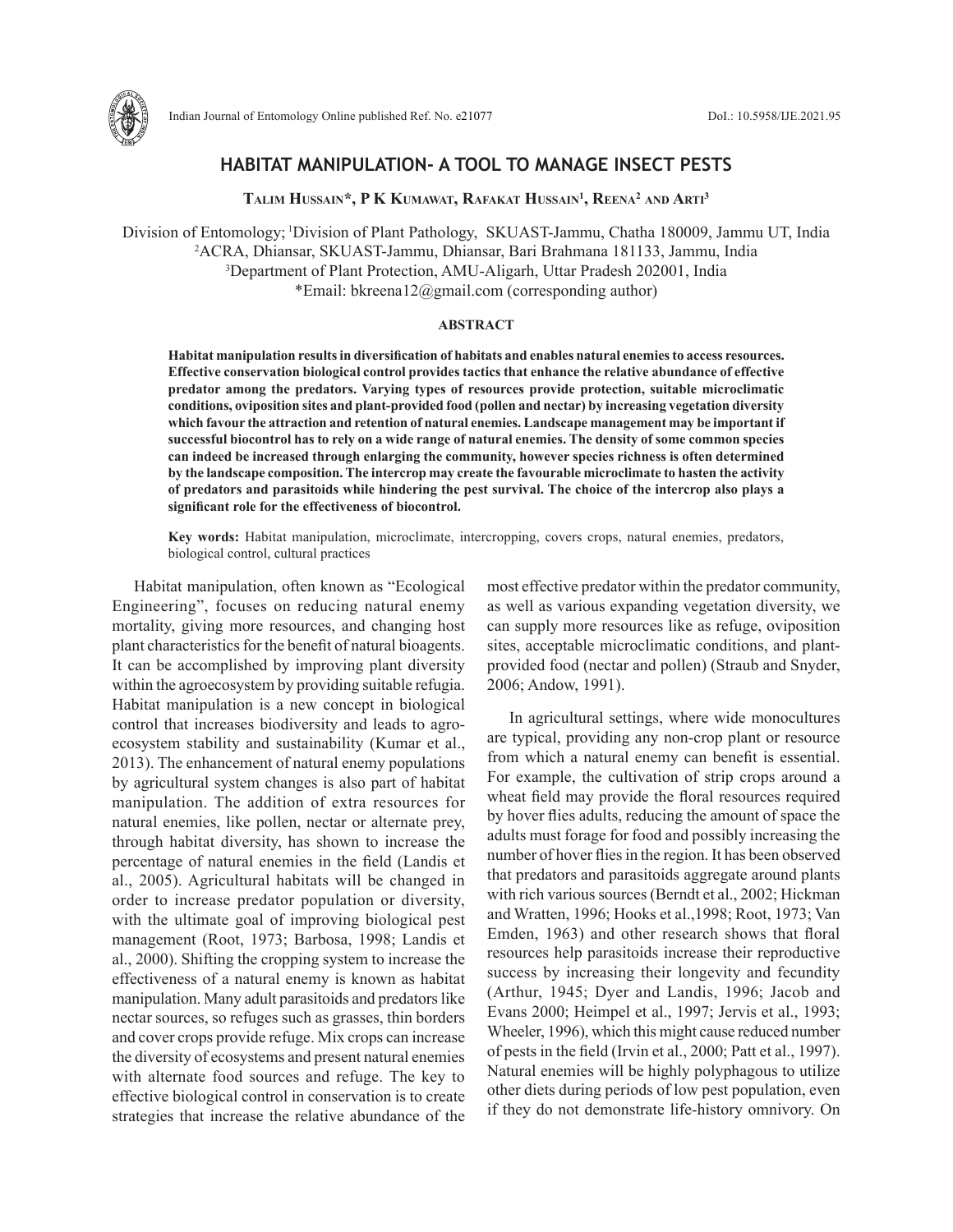# HABITAT MANIPULATION- A TOOL TO MANAGE INSECT PESTS

**Talim Hussain*, P K Kumawat, Rafakat Hussain[1], Reena[2] and Arti[3]**

Division of Entomology; [1]Division of Plant Pathology, SKUAST-Jammu, Chatha 180009, Jammu UT, India
[2]ACRA, Dhiansar, SKUAST-Jammu, Dhiansar, Bari Brahmana 181133, Jammu, India
[3]Department of Plant Protection, AMU-Aligarh, Uttar Pradesh 202001, India
*Email: bkreena12@gmail.com (corresponding author)

## ABSTRACT

**Habitat manipulation results in diversification of habitats and enables natural enemies to access resources. Effective conservation biological control provides tactics that enhance the relative abundance of effective predator among the predators. Varying types of resources provide protection, suitable microclimatic conditions, oviposition sites and plant-provided food (pollen and nectar) by increasing vegetation diversity which favour the attraction and retention of natural enemies. Landscape management may be important if successful biocontrol has to rely on a wide range of natural enemies. The density of some common species can indeed be increased through enlarging the community, however species richness is often determined by the landscape composition. The intercrop may create the favourable microclimate to hasten the activity of predators and parasitoids while hindering the pest survival. The choice of the intercrop also plays a significant role for the effectiveness of biocontrol.**

**Key words:** Habitat manipulation, microclimate, intercropping, covers crops, natural enemies, predators, biological control, cultural practices

Habitat manipulation, often known as "Ecological Engineering", focuses on reducing natural enemy mortality, giving more resources, and changing host plant characteristics for the benefit of natural bioagents. It can be accomplished by improving plant diversity within the agroecosystem by providing suitable refugia. Habitat manipulation is a new concept in biological control that increases biodiversity and leads to agro-ecosystem stability and sustainability (Kumar et al., 2013). The enhancement of natural enemy populations by agricultural system changes is also part of habitat manipulation. The addition of extra resources for natural enemies, like pollen, nectar or alternate prey, through habitat diversity, has shown to increase the percentage of natural enemies in the field (Landis et al., 2005). Agricultural habitats will be changed in order to increase predator population or diversity, with the ultimate goal of improving biological pest management (Root, 1973; Barbosa, 1998; Landis et al., 2000). Shifting the cropping system to increase the effectiveness of a natural enemy is known as habitat manipulation. Many adult parasitoids and predators like nectar sources, so refuges such as grasses, thin borders and cover crops provide refuge. Mix crops can increase the diversity of ecosystems and present natural enemies with alternate food sources and refuge. The key to effective biological control in conservation is to create strategies that increase the relative abundance of the most effective predator within the predator community, as well as various expanding vegetation diversity, we can supply more resources like as refuge, oviposition sites, acceptable microclimatic conditions, and plant-provided food (nectar and pollen) (Straub and Snyder, 2006; Andow, 1991).

In agricultural settings, where wide monocultures are typical, providing any non-crop plant or resource from which a natural enemy can benefit is essential. For example, the cultivation of strip crops around a wheat field may provide the floral resources required by hover flies adults, reducing the amount of space the adults must forage for food and possibly increasing the number of hover flies in the region. It has been observed that predators and parasitoids aggregate around plants with rich various sources (Berndt et al., 2002; Hickman and Wratten, 1996; Hooks et al.,1998; Root, 1973; Van Emden, 1963) and other research shows that floral resources help parasitoids increase their reproductive success by increasing their longevity and fecundity (Arthur, 1945; Dyer and Landis, 1996; Jacob and Evans 2000; Heimpel et al., 1997; Jervis et al., 1993; Wheeler, 1996), which this might cause reduced number of pests in the field (Irvin et al., 2000; Patt et al., 1997). Natural enemies will be highly polyphagous to utilize other diets during periods of low pest population, even if they do not demonstrate life-history omnivory. On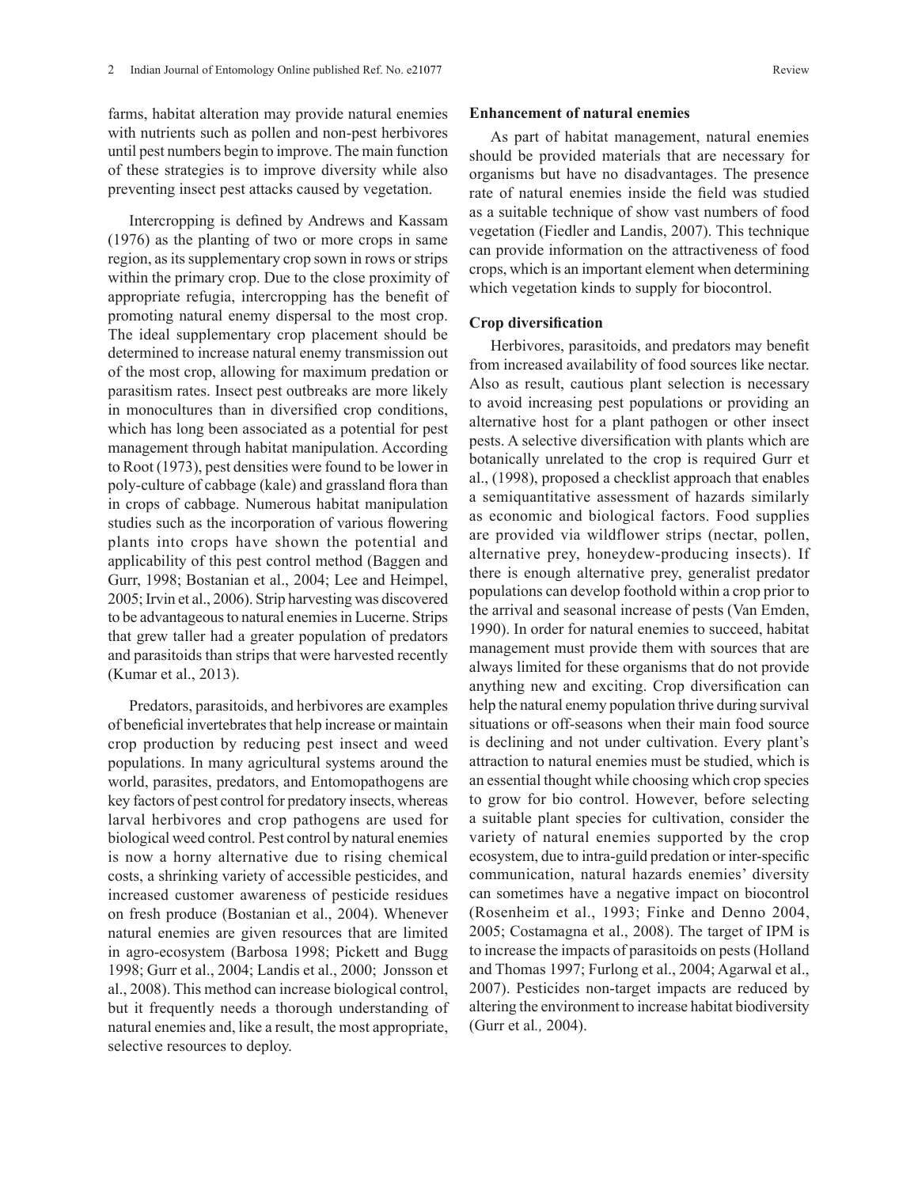farms, habitat alteration may provide natural enemies with nutrients such as pollen and non-pest herbivores until pest numbers begin to improve. The main function of these strategies is to improve diversity while also preventing insect pest attacks caused by vegetation.

Intercropping is defined by Andrews and Kassam (1976) as the planting of two or more crops in same region, as its supplementary crop sown in rows or strips within the primary crop. Due to the close proximity of appropriate refugia, intercropping has the benefit of promoting natural enemy dispersal to the most crop. The ideal supplementary crop placement should be determined to increase natural enemy transmission out of the most crop, allowing for maximum predation or parasitism rates. Insect pest outbreaks are more likely in monocultures than in diversified crop conditions, which has long been associated as a potential for pest management through habitat manipulation. According to Root (1973), pest densities were found to be lower in poly-culture of cabbage (kale) and grassland flora than in crops of cabbage. Numerous habitat manipulation studies such as the incorporation of various flowering plants into crops have shown the potential and applicability of this pest control method (Baggen and Gurr, 1998; Bostanian et al., 2004; Lee and Heimpel, 2005; Irvin et al., 2006). Strip harvesting was discovered to be advantageous to natural enemies in Lucerne. Strips that grew taller had a greater population of predators and parasitoids than strips that were harvested recently (Kumar et al., 2013).

Predators, parasitoids, and herbivores are examples of beneficial invertebrates that help increase or maintain crop production by reducing pest insect and weed populations. In many agricultural systems around the world, parasites, predators, and Entomopathogens are key factors of pest control for predatory insects, whereas larval herbivores and crop pathogens are used for biological weed control. Pest control by natural enemies is now a horny alternative due to rising chemical costs, a shrinking variety of accessible pesticides, and increased customer awareness of pesticide residues on fresh produce (Bostanian et al., 2004). Whenever natural enemies are given resources that are limited in agro-ecosystem (Barbosa 1998; Pickett and Bugg 1998; Gurr et al., 2004; Landis et al., 2000; Jonsson et al., 2008). This method can increase biological control, but it frequently needs a thorough understanding of natural enemies and, like a result, the most appropriate, selective resources to deploy.

**Enhancement of natural enemies**

As part of habitat management, natural enemies should be provided materials that are necessary for organisms but have no disadvantages. The presence rate of natural enemies inside the field was studied as a suitable technique of show vast numbers of food vegetation (Fiedler and Landis, 2007). This technique can provide information on the attractiveness of food crops, which is an important element when determining which vegetation kinds to supply for biocontrol.

**Crop diversification**

Herbivores, parasitoids, and predators may benefit from increased availability of food sources like nectar. Also as result, cautious plant selection is necessary to avoid increasing pest populations or providing an alternative host for a plant pathogen or other insect pests. A selective diversification with plants which are botanically unrelated to the crop is required Gurr et al., (1998), proposed a checklist approach that enables a semiquantitative assessment of hazards similarly as economic and biological factors. Food supplies are provided via wildflower strips (nectar, pollen, alternative prey, honeydew-producing insects). If there is enough alternative prey, generalist predator populations can develop foothold within a crop prior to the arrival and seasonal increase of pests (Van Emden, 1990). In order for natural enemies to succeed, habitat management must provide them with sources that are always limited for these organisms that do not provide anything new and exciting. Crop diversification can help the natural enemy population thrive during survival situations or off-seasons when their main food source is declining and not under cultivation. Every plant's attraction to natural enemies must be studied, which is an essential thought while choosing which crop species to grow for bio control. However, before selecting a suitable plant species for cultivation, consider the variety of natural enemies supported by the crop ecosystem, due to intra-guild predation or inter-specific communication, natural hazards enemies' diversity can sometimes have a negative impact on biocontrol (Rosenheim et al., 1993; Finke and Denno 2004, 2005; Costamagna et al., 2008). The target of IPM is to increase the impacts of parasitoids on pests (Holland and Thomas 1997; Furlong et al., 2004; Agarwal et al., 2007). Pesticides non-target impacts are reduced by altering the environment to increase habitat biodiversity (Gurr et al*.,* 2004).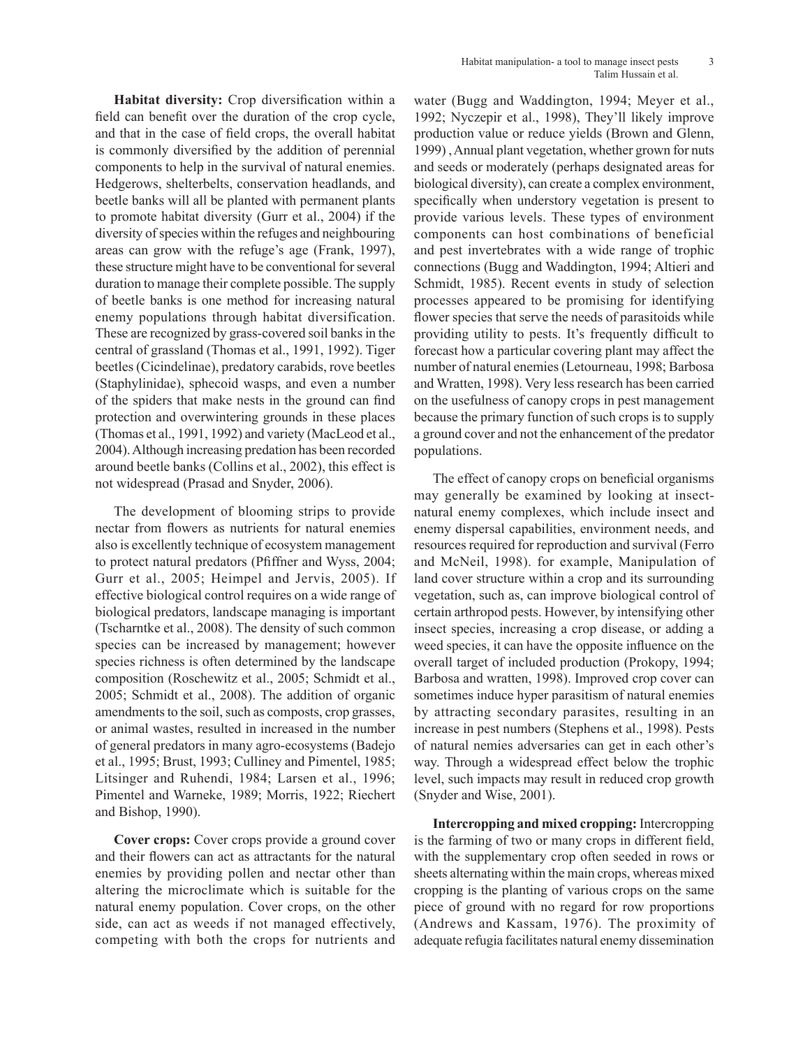**Habitat diversity:** Crop diversification within a field can benefit over the duration of the crop cycle, and that in the case of field crops, the overall habitat is commonly diversified by the addition of perennial components to help in the survival of natural enemies. Hedgerows, shelterbelts, conservation headlands, and beetle banks will all be planted with permanent plants to promote habitat diversity (Gurr et al., 2004) if the diversity of species within the refuges and neighbouring areas can grow with the refuge's age (Frank, 1997), these structure might have to be conventional for several duration to manage their complete possible. The supply of beetle banks is one method for increasing natural enemy populations through habitat diversification. These are recognized by grass-covered soil banks in the central of grassland (Thomas et al., 1991, 1992). Tiger beetles (Cicindelinae), predatory carabids, rove beetles (Staphylinidae), sphecoid wasps, and even a number of the spiders that make nests in the ground can find protection and overwintering grounds in these places (Thomas et al., 1991, 1992) and variety (MacLeod et al., 2004). Although increasing predation has been recorded around beetle banks (Collins et al., 2002), this effect is not widespread (Prasad and Snyder, 2006).

The development of blooming strips to provide nectar from flowers as nutrients for natural enemies also is excellently technique of ecosystem management to protect natural predators (Pfiffner and Wyss, 2004; Gurr et al., 2005; Heimpel and Jervis, 2005). If effective biological control requires on a wide range of biological predators, landscape managing is important (Tscharntke et al., 2008). The density of such common species can be increased by management; however species richness is often determined by the landscape composition (Roschewitz et al., 2005; Schmidt et al., 2005; Schmidt et al., 2008). The addition of organic amendments to the soil, such as composts, crop grasses, or animal wastes, resulted in increased in the number of general predators in many agro-ecosystems (Badejo et al., 1995; Brust, 1993; Culliney and Pimentel, 1985; Litsinger and Ruhendi, 1984; Larsen et al., 1996; Pimentel and Warneke, 1989; Morris, 1922; Riechert and Bishop, 1990).

**Cover crops:** Cover crops provide a ground cover and their flowers can act as attractants for the natural enemies by providing pollen and nectar other than altering the microclimate which is suitable for the natural enemy population. Cover crops, on the other side, can act as weeds if not managed effectively, competing with both the crops for nutrients and water (Bugg and Waddington, 1994; Meyer et al., 1992; Nyczepir et al., 1998), They'll likely improve production value or reduce yields (Brown and Glenn, 1999) , Annual plant vegetation, whether grown for nuts and seeds or moderately (perhaps designated areas for biological diversity), can create a complex environment, specifically when understory vegetation is present to provide various levels. These types of environment components can host combinations of beneficial and pest invertebrates with a wide range of trophic connections (Bugg and Waddington, 1994; Altieri and Schmidt, 1985). Recent events in study of selection processes appeared to be promising for identifying flower species that serve the needs of parasitoids while providing utility to pests. It's frequently difficult to forecast how a particular covering plant may affect the number of natural enemies (Letourneau, 1998; Barbosa and Wratten, 1998). Very less research has been carried on the usefulness of canopy crops in pest management because the primary function of such crops is to supply a ground cover and not the enhancement of the predator populations.

The effect of canopy crops on beneficial organisms may generally be examined by looking at insect-natural enemy complexes, which include insect and enemy dispersal capabilities, environment needs, and resources required for reproduction and survival (Ferro and McNeil, 1998). for example, Manipulation of land cover structure within a crop and its surrounding vegetation, such as, can improve biological control of certain arthropod pests. However, by intensifying other insect species, increasing a crop disease, or adding a weed species, it can have the opposite influence on the overall target of included production (Prokopy, 1994; Barbosa and wratten, 1998). Improved crop cover can sometimes induce hyper parasitism of natural enemies by attracting secondary parasites, resulting in an increase in pest numbers (Stephens et al., 1998). Pests of natural nemies adversaries can get in each other's way. Through a widespread effect below the trophic level, such impacts may result in reduced crop growth (Snyder and Wise, 2001).

**Intercropping and mixed cropping:** Intercropping is the farming of two or many crops in different field, with the supplementary crop often seeded in rows or sheets alternating within the main crops, whereas mixed cropping is the planting of various crops on the same piece of ground with no regard for row proportions (Andrews and Kassam, 1976). The proximity of adequate refugia facilitates natural enemy dissemination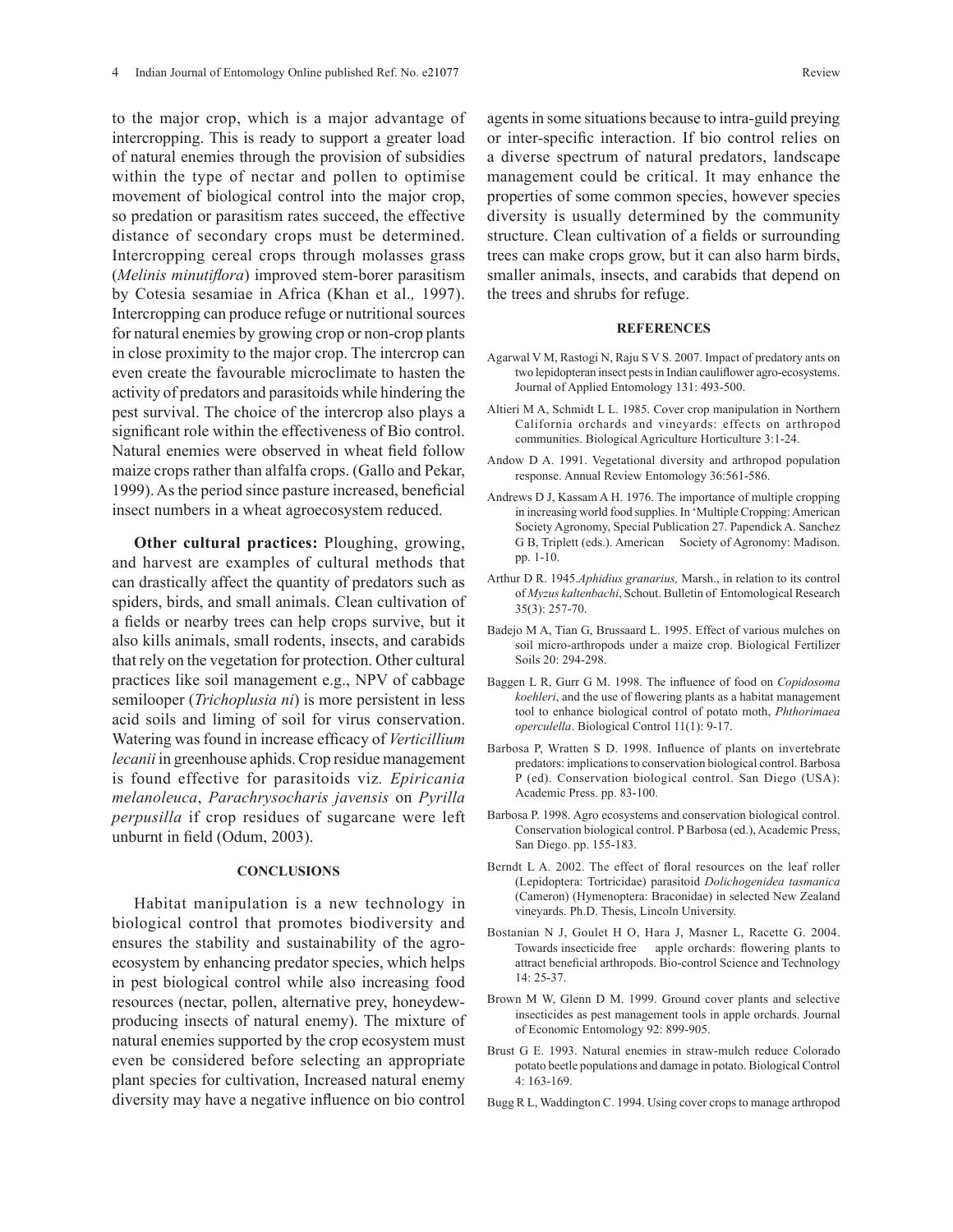to the major crop, which is a major advantage of intercropping. This is ready to support a greater load of natural enemies through the provision of subsidies within the type of nectar and pollen to optimise movement of biological control into the major crop, so predation or parasitism rates succeed, the effective distance of secondary crops must be determined. Intercropping cereal crops through molasses grass (*Melinis minutiflora*) improved stem-borer parasitism by Cotesia sesamiae in Africa (Khan et al*.,* 1997). Intercropping can produce refuge or nutritional sources for natural enemies by growing crop or non-crop plants in close proximity to the major crop. The intercrop can even create the favourable microclimate to hasten the activity of predators and parasitoids while hindering the pest survival. The choice of the intercrop also plays a significant role within the effectiveness of Bio control. Natural enemies were observed in wheat field follow maize crops rather than alfalfa crops. (Gallo and Pekar, 1999). As the period since pasture increased, beneficial insect numbers in a wheat agroecosystem reduced.

**Other cultural practices:** Ploughing, growing, and harvest are examples of cultural methods that can drastically affect the quantity of predators such as spiders, birds, and small animals. Clean cultivation of a fields or nearby trees can help crops survive, but it also kills animals, small rodents, insects, and carabids that rely on the vegetation for protection. Other cultural practices like soil management e.g., NPV of cabbage semilooper (*Trichoplusia ni*) is more persistent in less acid soils and liming of soil for virus conservation. Watering was found in increase efficacy of *Verticillium lecanii* in greenhouse aphids. Crop residue management is found effective for parasitoids viz. *Epiricania melanoleuca*, *Parachrysocharis javensis* on *Pyrilla perpusilla* if crop residues of sugarcane were left unburnt in field (Odum, 2003).

## CONCLUSIONS

Habitat manipulation is a new technology in biological control that promotes biodiversity and ensures the stability and sustainability of the agro-ecosystem by enhancing predator species, which helps in pest biological control while also increasing food resources (nectar, pollen, alternative prey, honeydew-producing insects of natural enemy). The mixture of natural enemies supported by the crop ecosystem must even be considered before selecting an appropriate plant species for cultivation, Increased natural enemy diversity may have a negative influence on bio control agents in some situations because to intra-guild preying or inter-specific interaction. If bio control relies on a diverse spectrum of natural predators, landscape management could be critical. It may enhance the properties of some common species, however species diversity is usually determined by the community structure. Clean cultivation of a fields or surrounding trees can make crops grow, but it can also harm birds, smaller animals, insects, and carabids that depend on the trees and shrubs for refuge.

## REFERENCES

Agarwal V M, Rastogi N, Raju S V S. 2007. Impact of predatory ants on two lepidopteran insect pests in Indian cauliflower agro-ecosystems. Journal of Applied Entomology 131: 493-500.

Altieri M A, Schmidt L L. 1985. Cover crop manipulation in Northern California orchards and vineyards: effects on arthropod communities. Biological Agriculture Horticulture 3:1-24.

Andow D A. 1991. Vegetational diversity and arthropod population response. Annual Review Entomology 36:561-586.

Andrews D J, Kassam A H. 1976. The importance of multiple cropping in increasing world food supplies. In 'Multiple Cropping: American Society Agronomy, Special Publication 27. Papendick A. Sanchez G B, Triplett (eds.). American Society of Agronomy: Madison. pp. 1-10.

Arthur D R. 1945.*Aphidius granarius,* Marsh., in relation to its control of *Myzus kaltenbachi*, Schout. Bulletin of Entomological Research 35(3): 257-70.

Badejo M A, Tian G, Brussaard L. 1995. Effect of various mulches on soil micro-arthropods under a maize crop. Biological Fertilizer Soils 20: 294-298.

Baggen L R, Gurr G M. 1998. The influence of food on *Copidosoma koehleri*, and the use of flowering plants as a habitat management tool to enhance biological control of potato moth, *Phthorimaea operculella*. Biological Control 11(1): 9-17.

Barbosa P, Wratten S D. 1998. Influence of plants on invertebrate predators: implications to conservation biological control. Barbosa P (ed). Conservation biological control. San Diego (USA): Academic Press. pp. 83-100.

Barbosa P. 1998. Agro ecosystems and conservation biological control. Conservation biological control. P Barbosa (ed.), Academic Press, San Diego. pp. 155-183.

Berndt L A. 2002. The effect of floral resources on the leaf roller (Lepidoptera: Tortricidae) parasitoid *Dolichogenidea tasmanica* (Cameron) (Hymenoptera: Braconidae) in selected New Zealand vineyards. Ph.D. Thesis, Lincoln University.

Bostanian N J, Goulet H O, Hara J, Masner L, Racette G. 2004. Towards insecticide free apple orchards: flowering plants to attract beneficial arthropods. Bio-control Science and Technology 14: 25-37.

Brown M W, Glenn D M. 1999. Ground cover plants and selective insecticides as pest management tools in apple orchards. Journal of Economic Entomology 92: 899-905.

Brust G E. 1993. Natural enemies in straw-mulch reduce Colorado potato beetle populations and damage in potato. Biological Control 4: 163-169.

Bugg R L, Waddington C. 1994. Using cover crops to manage arthropod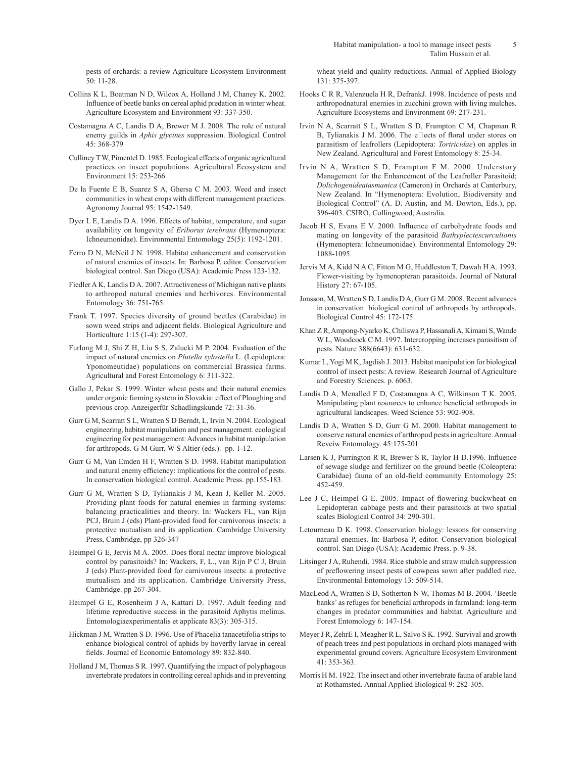pests of orchards: a review Agriculture Ecosystem Environment 50: 11-28.

Collins K L, Boatman N D, Wilcox A, Holland J M, Chaney K. 2002. Influence of beetle banks on cereal aphid predation in winter wheat. Agriculture Ecosystem and Environment 93: 337-350.

Costamagna A C, Landis D A, Brewer M J. 2008. The role of natural enemy guilds in *Aphis glycines* suppression. Biological Control 45: 368-379

Culliney T W, Pimentel D. 1985. Ecological effects of organic agricultural practices on insect populations. Agricultural Ecosystem and Environment 15: 253-266

De la Fuente E B, Suarez S A, Ghersa C M. 2003. Weed and insect communities in wheat crops with different management practices. Agronomy Journal 95: 1542-1549.

Dyer L E, Landis D A. 1996. Effects of habitat, temperature, and sugar availability on longevity of *Eriborus terebrans* (Hymenoptera: Ichneumonidae). Environmental Entomology 25(5): 1192-1201.

Ferro D N, McNeil J N. 1998. Habitat enhancement and conservation of natural enemies of insects. In: Barbosa P, editor. Conservation biological control. San Diego (USA): Academic Press 123-132.

Fiedler A K, Landis D A. 2007. Attractiveness of Michigan native plants to arthropod natural enemies and herbivores. Environmental Entomology 36: 751-765.

Frank T. 1997. Species diversity of ground beetles (Carabidae) in sown weed strips and adjacent fields. Biological Agriculture and Horticulture 1:15 (1-4): 297-307.

Furlong M J, Shi Z H, Liu S S, Zalucki M P. 2004. Evaluation of the impact of natural enemies on *Plutella xylostella* L. (Lepidoptera: Yponomeutidae) populations on commercial Brassica farms. Agricultural and Forest Entomology 6: 311-322.

Gallo J, Pekar S. 1999. Winter wheat pests and their natural enemies under organic farming system in Slovakia: effect of Ploughing and previous crop. Anzeigerfür Schadlingskunde 72: 31-36.

Gurr G M, Scarratt S L, Wratten S D Berndt, L, Irvin N. 2004. Ecological engineering, habitat manipulation and pest management. ecological engineering for pest management: Advances in habitat manipulation for arthropods. G M Gurr, W S Altier (eds.). pp. 1-12.

Gurr G M, Van Emden H F, Wratten S D. 1998. Habitat manipulation and natural enemy efficiency: implications for the control of pests. In conservation biological control. Academic Press. pp.155-183.

Gurr G M, Wratten S D, Tylianakis J M, Kean J, Keller M. 2005. Providing plant foods for natural enemies in farming systems: balancing practicalities and theory. In: Wackers FL, van Rijn PCJ, Bruin J (eds) Plant-provided food for carnivorous insects: a protective mutualism and its application. Cambridge University Press, Cambridge, pp 326-347

Heimpel G E, Jervis M A. 2005. Does floral nectar improve biological control by parasitoids? In: Wackers, F, L., van Rijn P C J, Bruin J (eds) Plant-provided food for carnivorous insects: a protective mutualism and its application. Cambridge University Press, Cambridge. pp 267-304.

Heimpel G E, Rosenheim J A, Kattari D. 1997. Adult feeding and lifetime reproductive success in the parasitoid Aphytis melinus. Entomologiaexperimentalis et applicate 83(3): 305-315.

Hickman J M, Wratten S D. 1996. Use of Phacelia tanacetifolia strips to enhance biological control of aphids by hoverfly larvae in cereal fields. Journal of Economic Entomology 89: 832-840.

Holland J M, Thomas S R. 1997. Quantifying the impact of polyphagous invertebrate predators in controlling cereal aphids and in preventing wheat yield and quality reductions. Annual of Applied Biology 131: 375-397.

Hooks C R R, Valenzuela H R, DefrankJ. 1998. Incidence of pests and arthropodnatural enemies in zucchini grown with living mulches. Agriculture Ecosystems and Environment 69: 217-231.

Irvin N A, Scarratt S L, Wratten S D, Frampton C M, Chapman R B, Tylianakis J M. 2006. The e□ects of floral under stores on parasitism of leafrollers (Lepidoptera: *Tortricidae*) on apples in New Zealand. Agricultural and Forest Entomology 8: 25-34.

Irvin N A, Wratten S D, Frampton F M. 2000. Understory Management for the Enhancement of the Leafroller Parasitoid; *Dolichogenideatasmanica* (Cameron) in Orchards at Canterbury, New Zealand. In "Hymenoptera: Evolution, Biodiversity and Biological Control" (A. D. Austin, and M. Dowton, Eds.), pp. 396-403. CSIRO, Collingwood, Australia.

Jacob H S, Evans E V. 2000. Influence of carbohydrate foods and mating on longevity of the parasitoid *Bathyplectescurculionis* (Hymenoptera: Ichneumonidae). Environmental Entomology 29: 1088-1095.

Jervis M A, Kidd N A C, Fitton M G, Huddleston T, Dawah H A. 1993. Flower-visiting by hymenopteran parasitoids. Journal of Natural History 27: 67-105.

Jonsson, M, Wratten S D, Landis D A, Gurr G M. 2008. Recent advances in conservation biological control of arthropods by arthropods. Biological Control 45: 172-175.

Khan Z R, Ampong-Nyarko K, Chiliswa P, Hassanali A, Kimani S, Wande W L, Woodcock C M. 1997. Intercropping increases parasitism of pests. Nature 388(6643): 631-632.

Kumar L, Yogi M K, Jagdish J. 2013. Habitat manipulation for biological control of insect pests: A review. Research Journal of Agriculture and Forestry Sciences. p. 6063.

Landis D A, Menalled F D, Costamagna A C, Wilkinson T K. 2005. Manipulating plant resources to enhance beneficial arthropods in agricultural landscapes. Weed Science 53: 902-908.

Landis D A, Wratten S D, Gurr G M. 2000. Habitat management to conserve natural enemies of arthropod pests in agriculture. Annual Reveiw Entomology. 45:175-201

Larsen K J, Purrington R R, Brewer S R, Taylor H D.1996. Influence of sewage sludge and fertilizer on the ground beetle (Coleoptera: Carabidae) fauna of an old-field community Entomology 25: 452-459.

Lee J C, Heimpel G E. 2005. Impact of flowering buckwheat on Lepidopteran cabbage pests and their parasitoids at two spatial scales Biological Control 34: 290-301.

Letourneau D K. 1998. Conservation biology: lessons for conserving natural enemies. In: Barbosa P, editor. Conservation biological control. San Diego (USA): Academic Press. p. 9-38.

Litsinger J A, Ruhendi. 1984. Rice stubble and straw mulch suppression of preflowering insect pests of cowpeas sown after puddled rice. Environmental Entomology 13: 509-514.

MacLeod A, Wratten S D, Sotherton N W, Thomas M B. 2004. 'Beetle banks' as refuges for beneficial arthropods in farmland: long-term changes in predator communities and habitat. Agriculture and Forest Entomology 6: 147-154.

Meyer J R, ZehrE I, Meagher R L, Salvo S K. 1992. Survival and growth of peach trees and pest populations in orchard plots managed with experimental ground covers. Agriculture Ecosystem Environment 41: 353-363.

Morris H M. 1922. The insect and other invertebrate fauna of arable land at Rothamsted. Annual Applied Biological 9: 282-305.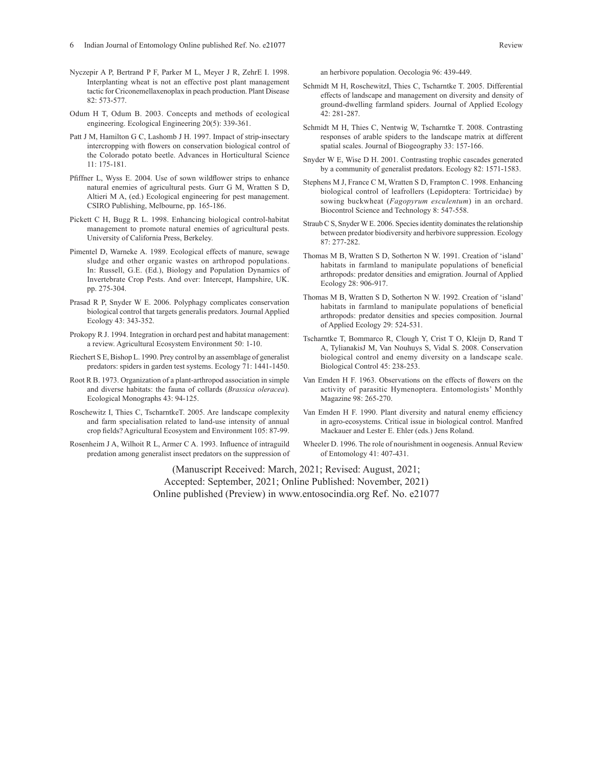Nyczepir A P, Bertrand P F, Parker M L, Meyer J R, ZehrE I. 1998. Interplanting wheat is not an effective post plant management tactic for Criconemellaxenoplax in peach production. Plant Disease 82: 573-577.

Odum H T, Odum B. 2003. Concepts and methods of ecological engineering. Ecological Engineering 20(5): 339-361.

Patt J M, Hamilton G C, Lashomb J H. 1997. Impact of strip-insectary intercropping with flowers on conservation biological control of the Colorado potato beetle. Advances in Horticultural Science 11: 175-181.

Pfiffner L, Wyss E. 2004. Use of sown wildflower strips to enhance natural enemies of agricultural pests. Gurr G M, Wratten S D, Altieri M A, (ed.) Ecological engineering for pest management. CSIRO Publishing, Melbourne, pp. 165-186.

Pickett C H, Bugg R L. 1998. Enhancing biological control-habitat management to promote natural enemies of agricultural pests. University of California Press, Berkeley.

Pimentel D, Warneke A. 1989. Ecological effects of manure, sewage sludge and other organic wastes on arthropod populations. In: Russell, G.E. (Ed.), Biology and Population Dynamics of Invertebrate Crop Pests. And over: Intercept, Hampshire, UK. pp. 275-304.

Prasad R P, Snyder W E. 2006. Polyphagy complicates conservation biological control that targets generalis predators. Journal Applied Ecology 43: 343-352.

Prokopy R J. 1994. Integration in orchard pest and habitat management: a review. Agricultural Ecosystem Environment 50: 1-10.

Riechert S E, Bishop L. 1990. Prey control by an assemblage of generalist predators: spiders in garden test systems. Ecology 71: 1441-1450.

Root R B. 1973. Organization of a plant-arthropod association in simple and diverse habitats: the fauna of collards (*Brassica oleracea*). Ecological Monographs 43: 94-125.

Roschewitz I, Thies C, TscharntkeT. 2005. Are landscape complexity and farm specialisation related to land-use intensity of annual crop fields? Agricultural Ecosystem and Environment 105: 87-99.

Rosenheim J A, Wilhoit R L, Armer C A. 1993. Influence of intraguild predation among generalist insect predators on the suppression of an herbivore population. Oecologia 96: 439-449.

Schmidt M H, RoschewitzI, Thies C, Tscharntke T. 2005. Differential effects of landscape and management on diversity and density of ground-dwelling farmland spiders. Journal of Applied Ecology 42: 281-287.

Schmidt M H, Thies C, Nentwig W, Tscharntke T. 2008. Contrasting responses of arable spiders to the landscape matrix at different spatial scales. Journal of Biogeography 33: 157-166.

Snyder W E, Wise D H. 2001. Contrasting trophic cascades generated by a community of generalist predators. Ecology 82: 1571-1583.

Stephens M J, France C M, Wratten S D, Frampton C. 1998. Enhancing biological control of leafrollers (Lepidoptera: Tortricidae) by sowing buckwheat (*Fagopyrum esculentum*) in an orchard. Biocontrol Science and Technology 8: 547-558.

Straub C S, Snyder W E. 2006. Species identity dominates the relationship between predator biodiversity and herbivore suppression. Ecology 87: 277-282.

Thomas M B, Wratten S D, Sotherton N W. 1991. Creation of 'island' habitats in farmland to manipulate populations of beneficial arthropods: predator densities and emigration. Journal of Applied Ecology 28: 906-917.

Thomas M B, Wratten S D, Sotherton N W. 1992. Creation of 'island' habitats in farmland to manipulate populations of beneficial arthropods: predator densities and species composition. Journal of Applied Ecology 29: 524-531.

Tscharntke T, Bommarco R, Clough Y, Crist T O, Kleijn D, Rand T A, TylianakisJ M, Van Nouhuys S, Vidal S. 2008. Conservation biological control and enemy diversity on a landscape scale. Biological Control 45: 238-253.

Van Emden H F. 1963. Observations on the effects of flowers on the activity of parasitic Hymenoptera. Entomologists' Monthly Magazine 98: 265-270.

Van Emden H F. 1990. Plant diversity and natural enemy efficiency in agro-ecosystems. Critical issue in biological control. Manfred Mackauer and Lester E. Ehler (eds.) Jens Roland.

Wheeler D. 1996. The role of nourishment in oogenesis. Annual Review of Entomology 41: 407-431.

(Manuscript Received: March, 2021; Revised: August, 2021; Accepted: September, 2021; Online Published: November, 2021)
Online published (Preview) in www.entosocindia.org Ref. No. e21077